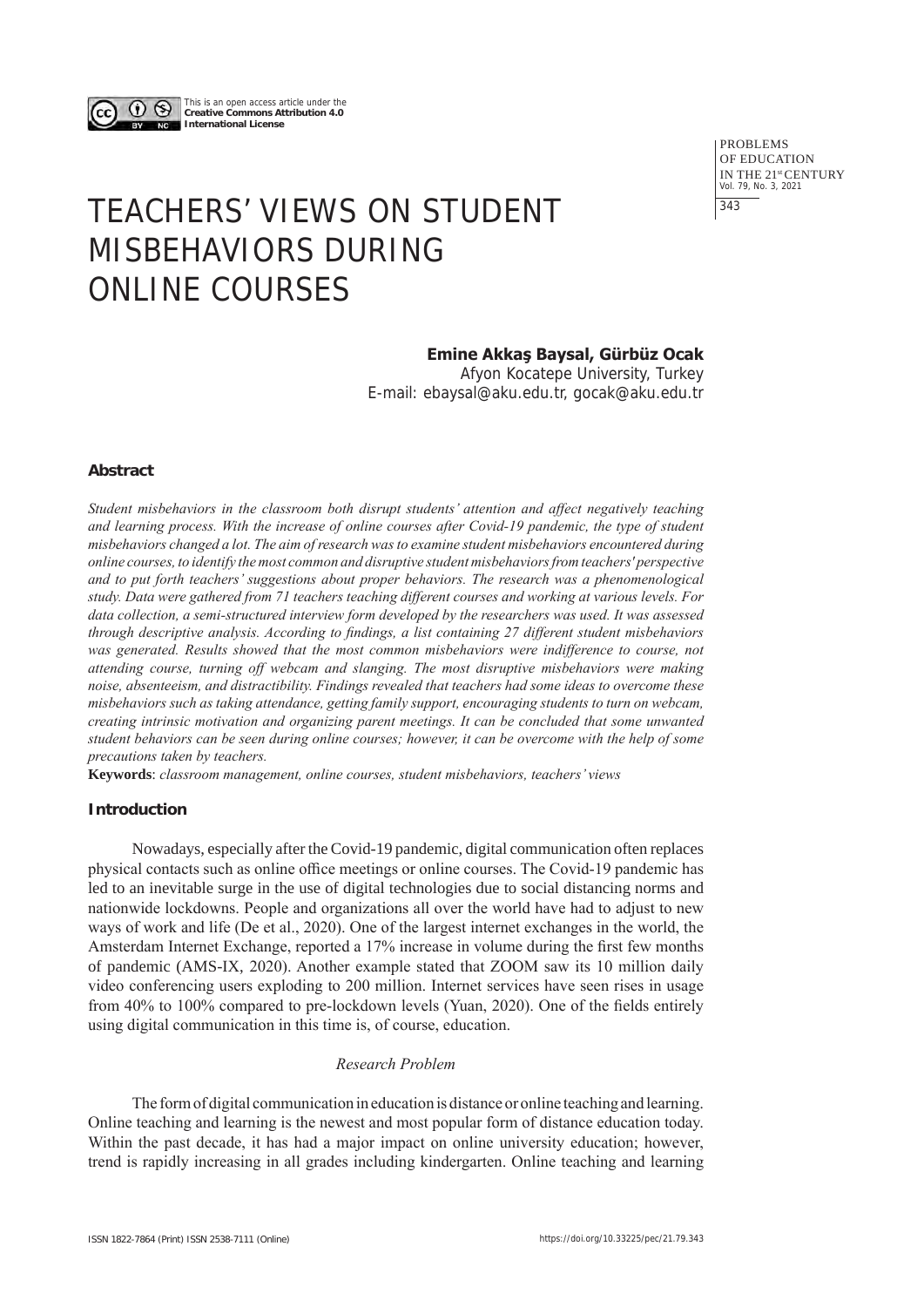This is an open access article under the **Creative Commons Attribution 4.0 International License**

# TEACHERS' VIEWS ON STUDENT MISBEHAVIORS DURING ONLINE COURSES

**Emine Akkaş Baysal, Gürbüz Ocak**

Afyon Kocatepe University, Turkey

E-mail: ebaysal@aku.edu.tr, gocak@aku.edu.tr

### Abstract

*Student misbehaviors in the classroom both disrupt students' attention and affect negatively teaching and learning process. With the increase of online courses after Covid-19 pandemic, the type of student misbehaviors changed a lot. The aim of research was to examine student misbehaviors encountered during online courses, to identify the most common and disruptive student misbehaviors from teachers' perspective and to put forth teachers' suggestions about proper behaviors. The research was a phenomenological study. Data were gathered from 71 teachers teaching different courses and working at various levels. For data collection, a semi-structured interview form developed by the researchers was used. It was assessed through descriptive analysis. According to findings, a list containing 27 different student misbehaviors was generated. Results showed that the most common misbehaviors were indifference to course, not attending course, turning off webcam and slanging. The most disruptive misbehaviors were making noise, absenteeism, and distractibility. Findings revealed that teachers had some ideas to overcome these misbehaviors such as taking attendance, getting family support, encouraging students to turn on webcam, creating intrinsic motivation and organizing parent meetings. It can be concluded that some unwanted student behaviors can be seen during online courses; however, it can be overcome with the help of some precautions taken by teachers.*

**Keywords**: *classroom management, online courses, student misbehaviors, teachers' views*

### Introduction

Nowadays, especially after the Covid-19 pandemic, digital communication often replaces physical contacts such as online office meetings or online courses. The Covid-19 pandemic has led to an inevitable surge in the use of digital technologies due to social distancing norms and nationwide lockdowns. People and organizations all over the world have had to adjust to new ways of work and life (De et al., 2020). One of the largest internet exchanges in the world, the Amsterdam Internet Exchange, reported a 17% increase in volume during the first few months of pandemic (AMS-IX, 2020). Another example stated that ZOOM saw its 10 million daily video conferencing users exploding to 200 million. Internet services have seen rises in usage from 40% to 100% compared to pre-lockdown levels (Yuan, 2020). One of the fields entirely using digital communication in this time is, of course, education.

#### *Research Problem*

The form of digital communication in education is distance or online teaching and learning. Online teaching and learning is the newest and most popular form of distance education today. Within the past decade, it has had a major impact on online university education; however, trend is rapidly increasing in all grades including kindergarten. Online teaching and learning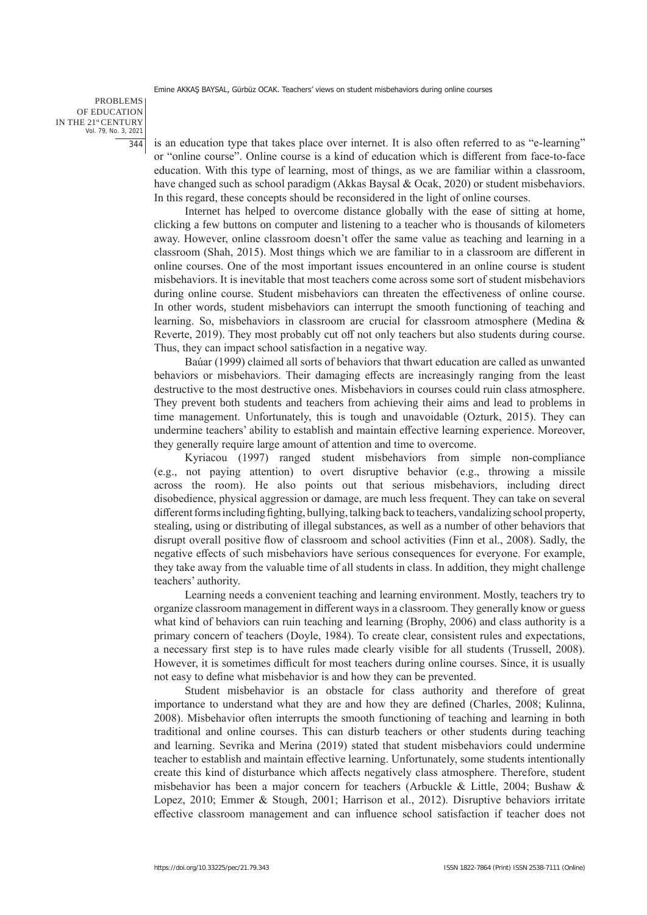is an education type that takes place over internet. It is also often referred to as "e-learning" or "online course". Online course is a kind of education which is different from face-to-face education. With this type of learning, most of things, as we are familiar within a classroom, have changed such as school paradigm (Akkas Baysal & Ocak, 2020) or student misbehaviors. In this regard, these concepts should be reconsidered in the light of online courses.

Internet has helped to overcome distance globally with the ease of sitting at home, clicking a few buttons on computer and listening to a teacher who is thousands of kilometers away. However, online classroom doesn't offer the same value as teaching and learning in a classroom (Shah, 2015). Most things which we are familiar to in a classroom are different in online courses. One of the most important issues encountered in an online course is student misbehaviors. It is inevitable that most teachers come across some sort of student misbehaviors during online course. Student misbehaviors can threaten the effectiveness of online course. In other words, student misbehaviors can interrupt the smooth functioning of teaching and learning. So, misbehaviors in classroom are crucial for classroom atmosphere (Medina & Reverte, 2019). They most probably cut off not only teachers but also students during course. Thus, they can impact school satisfaction in a negative way.

Baúar (1999) claimed all sorts of behaviors that thwart education are called as unwanted behaviors or misbehaviors. Their damaging effects are increasingly ranging from the least destructive to the most destructive ones. Misbehaviors in courses could ruin class atmosphere. They prevent both students and teachers from achieving their aims and lead to problems in time management. Unfortunately, this is tough and unavoidable (Ozturk, 2015). They can undermine teachers' ability to establish and maintain effective learning experience. Moreover, they generally require large amount of attention and time to overcome.

Kyriacou (1997) ranged student misbehaviors from simple non-compliance (e.g., not paying attention) to overt disruptive behavior (e.g., throwing a missile across the room). He also points out that serious misbehaviors, including direct disobedience, physical aggression or damage, are much less frequent. They can take on several different forms including fighting, bullying, talking back to teachers, vandalizing school property, stealing, using or distributing of illegal substances, as well as a number of other behaviors that disrupt overall positive flow of classroom and school activities (Finn et al., 2008). Sadly, the negative effects of such misbehaviors have serious consequences for everyone. For example, they take away from the valuable time of all students in class. In addition, they might challenge teachers' authority.

Learning needs a convenient teaching and learning environment. Mostly, teachers try to organize classroom management in different ways in a classroom. They generally know or guess what kind of behaviors can ruin teaching and learning (Brophy, 2006) and class authority is a primary concern of teachers (Doyle, 1984). To create clear, consistent rules and expectations, a necessary first step is to have rules made clearly visible for all students (Trussell, 2008). However, it is sometimes difficult for most teachers during online courses. Since, it is usually not easy to define what misbehavior is and how they can be prevented.

Student misbehavior is an obstacle for class authority and therefore of great importance to understand what they are and how they are defined (Charles, 2008; Kulinna, 2008). Misbehavior often interrupts the smooth functioning of teaching and learning in both traditional and online courses. This can disturb teachers or other students during teaching and learning. Sevrika and Merina (2019) stated that student misbehaviors could undermine teacher to establish and maintain effective learning. Unfortunately, some students intentionally create this kind of disturbance which affects negatively class atmosphere. Therefore, student misbehavior has been a major concern for teachers (Arbuckle & Little, 2004; Bushaw & Lopez, 2010; Emmer & Stough, 2001; Harrison et al., 2012). Disruptive behaviors irritate effective classroom management and can influence school satisfaction if teacher does not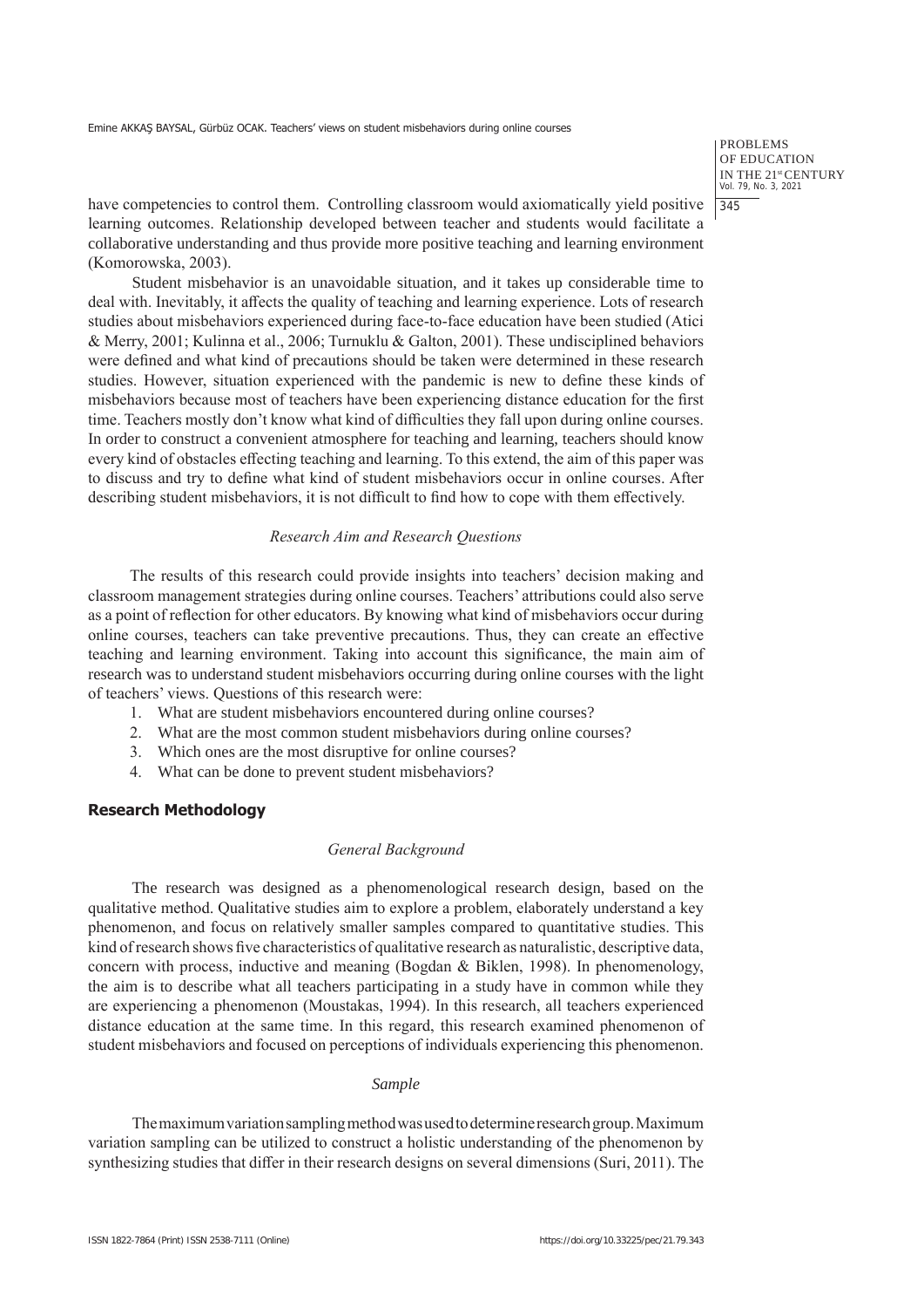have competencies to control them. Controlling classroom would axiomatically yield positive learning outcomes. Relationship developed between teacher and students would facilitate a collaborative understanding and thus provide more positive teaching and learning environment (Komorowska, 2003).

Student misbehavior is an unavoidable situation, and it takes up considerable time to deal with. Inevitably, it affects the quality of teaching and learning experience. Lots of research studies about misbehaviors experienced during face-to-face education have been studied (Atici & Merry, 2001; Kulinna et al., 2006; Turnuklu & Galton, 2001). These undisciplined behaviors were defined and what kind of precautions should be taken were determined in these research studies. However, situation experienced with the pandemic is new to define these kinds of misbehaviors because most of teachers have been experiencing distance education for the first time. Teachers mostly don't know what kind of difficulties they fall upon during online courses. In order to construct a convenient atmosphere for teaching and learning, teachers should know every kind of obstacles effecting teaching and learning. To this extend, the aim of this paper was to discuss and try to define what kind of student misbehaviors occur in online courses. After describing student misbehaviors, it is not difficult to find how to cope with them effectively.

### *Research Aim and Research Questions*

The results of this research could provide insights into teachers' decision making and classroom management strategies during online courses. Teachers' attributions could also serve as a point of reflection for other educators. By knowing what kind of misbehaviors occur during online courses, teachers can take preventive precautions. Thus, they can create an effective teaching and learning environment. Taking into account this significance, the main aim of research was to understand student misbehaviors occurring during online courses with the light of teachers' views. Questions of this research were:

1. What are student misbehaviors encountered during online courses?
2. What are the most common student misbehaviors during online courses?
3. Which ones are the most disruptive for online courses?
4. What can be done to prevent student misbehaviors?

## Research Methodology

### *General Background*

The research was designed as a phenomenological research design, based on the qualitative method. Qualitative studies aim to explore a problem, elaborately understand a key phenomenon, and focus on relatively smaller samples compared to quantitative studies. This kind of research shows five characteristics of qualitative research as naturalistic, descriptive data, concern with process, inductive and meaning (Bogdan & Biklen, 1998). In phenomenology, the aim is to describe what all teachers participating in a study have in common while they are experiencing a phenomenon (Moustakas, 1994). In this research, all teachers experienced distance education at the same time. In this regard, this research examined phenomenon of student misbehaviors and focused on perceptions of individuals experiencing this phenomenon.

### *Sample*

The maximum variation sampling method was used to determine research group. Maximum variation sampling can be utilized to construct a holistic understanding of the phenomenon by synthesizing studies that differ in their research designs on several dimensions (Suri, 2011). The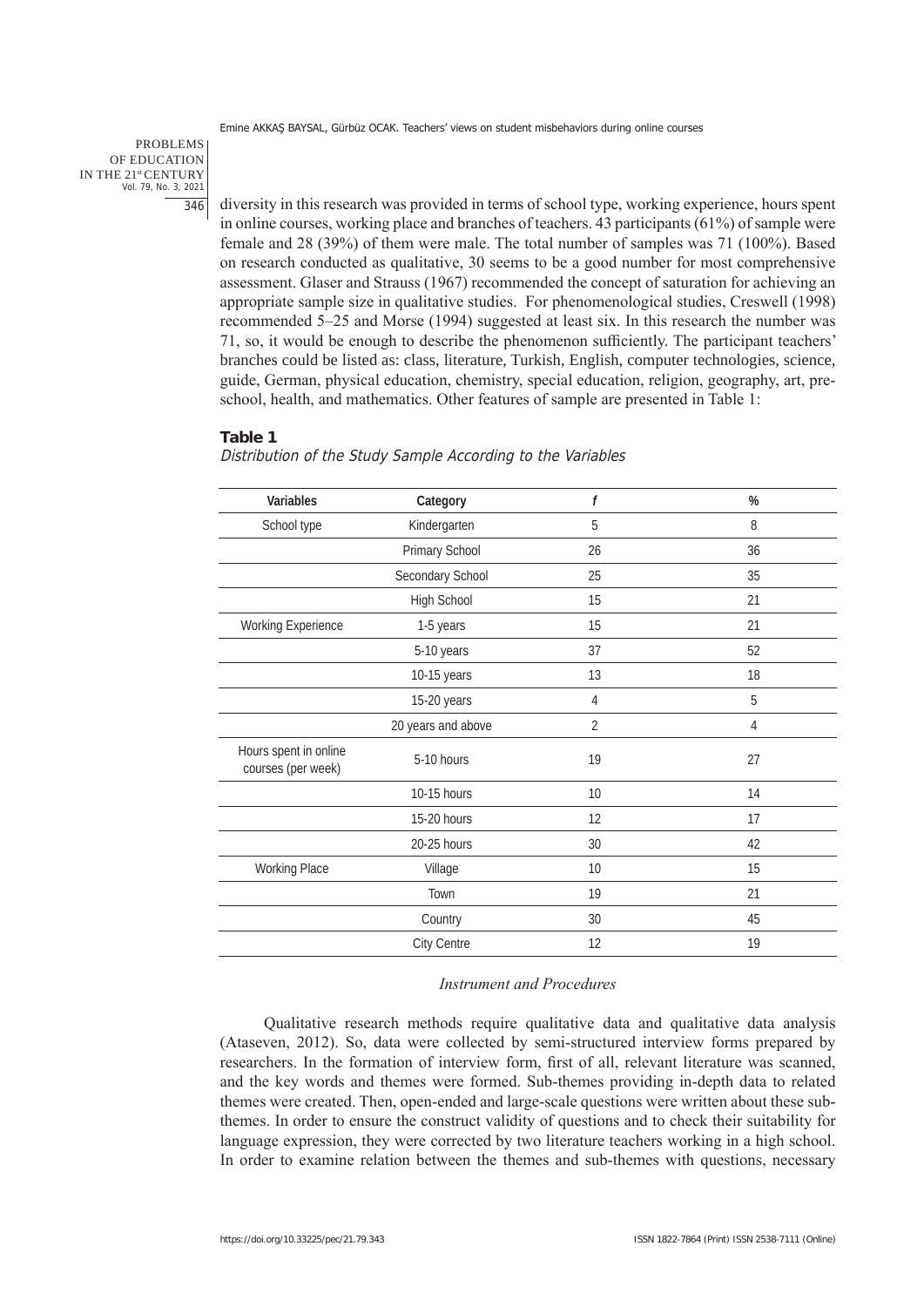diversity in this research was provided in terms of school type, working experience, hours spent in online courses, working place and branches of teachers. 43 participants (61%) of sample were female and 28 (39%) of them were male. The total number of samples was 71 (100%). Based on research conducted as qualitative, 30 seems to be a good number for most comprehensive assessment. Glaser and Strauss (1967) recommended the concept of saturation for achieving an appropriate sample size in qualitative studies. For phenomenological studies, Creswell (1998) recommended 5–25 and Morse (1994) suggested at least six. In this research the number was 71, so, it would be enough to describe the phenomenon sufficiently. The participant teachers' branches could be listed as: class, literature, Turkish, English, computer technologies, science, guide, German, physical education, chemistry, special education, religion, geography, art, pre-school, health, and mathematics. Other features of sample are presented in Table 1:

**Table 1**

*Distribution of the Study Sample According to the Variables*

| Variables | Category | *f* | % |
|---|---|---|---|
| School type | Kindergarten | 5 | 8 |
| | Primary School | 26 | 36 |
| | Secondary School | 25 | 35 |
| | High School | 15 | 21 |
| Working Experience | 1-5 years | 15 | 21 |
| | 5-10 years | 37 | 52 |
| | 10-15 years | 13 | 18 |
| | 15-20 years | 4 | 5 |
| | 20 years and above | 2 | 4 |
| Hours spent in online courses (per week) | 5-10 hours | 19 | 27 |
| | 10-15 hours | 10 | 14 |
| | 15-20 hours | 12 | 17 |
| | 20-25 hours | 30 | 42 |
| Working Place | Village | 10 | 15 |
| | Town | 19 | 21 |
| | Country | 30 | 45 |
| | City Centre | 12 | 19 |

### *Instrument and Procedures*

Qualitative research methods require qualitative data and qualitative data analysis (Ataseven, 2012). So, data were collected by semi-structured interview forms prepared by researchers. In the formation of interview form, first of all, relevant literature was scanned, and the key words and themes were formed. Sub-themes providing in-depth data to related themes were created. Then, open-ended and large-scale questions were written about these sub-themes. In order to ensure the construct validity of questions and to check their suitability for language expression, they were corrected by two literature teachers working in a high school. In order to examine relation between the themes and sub-themes with questions, necessary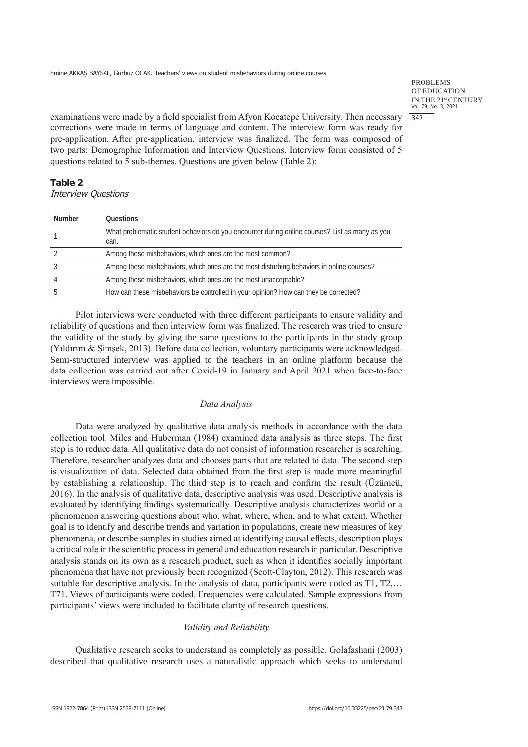examinations were made by a field specialist from Afyon Kocatepe University. Then necessary corrections were made in terms of language and content. The interview form was ready for pre-application. After pre-application, interview was finalized. The form was composed of two parts: Demographic Information and Interview Questions. Interview form consisted of 5 questions related to 5 sub-themes. Questions are given below (Table 2):

**Table 2**
*Interview Questions*

| Number | Questions |
|---|---|
| 1 | What problematic student behaviors do you encounter during online courses? List as many as you can. |
| 2 | Among these misbehaviors, which ones are the most common? |
| 3 | Among these misbehaviors, which ones are the most disturbing behaviors in online courses? |
| 4 | Among these misbehaviors, which ones are the most unacceptable? |
| 5 | How can these misbehaviors be controlled in your opinion? How can they be corrected? |

Pilot interviews were conducted with three different participants to ensure validity and reliability of questions and then interview form was finalized. The research was tried to ensure the validity of the study by giving the same questions to the participants in the study group (Yıldırım & Şimşek, 2013). Before data collection, voluntary participants were acknowledged. Semi-structured interview was applied to the teachers in an online platform because the data collection was carried out after Covid-19 in January and April 2021 when face-to-face interviews were impossible.

### *Data Analysis*

Data were analyzed by qualitative data analysis methods in accordance with the data collection tool. Miles and Huberman (1984) examined data analysis as three steps. The first step is to reduce data. All qualitative data do not consist of information researcher is searching. Therefore, researcher analyzes data and chooses parts that are related to data. The second step is visualization of data. Selected data obtained from the first step is made more meaningful by establishing a relationship. The third step is to reach and confirm the result (Üzümcü, 2016). In the analysis of qualitative data, descriptive analysis was used. Descriptive analysis is evaluated by identifying findings systematically. Descriptive analysis characterizes world or a phenomenon answering questions about who, what, where, when, and to what extent. Whether goal is to identify and describe trends and variation in populations, create new measures of key phenomena, or describe samples in studies aimed at identifying causal effects, description plays a critical role in the scientific process in general and education research in particular. Descriptive analysis stands on its own as a research product, such as when it identifies socially important phenomena that have not previously been recognized (Scott-Clayton, 2012). This research was suitable for descriptive analysis. In the analysis of data, participants were coded as T1, T2,… T71. Views of participants were coded. Frequencies were calculated. Sample expressions from participants' views were included to facilitate clarity of research questions.

### *Validity and Reliability*

Qualitative research seeks to understand as completely as possible. Golafashani (2003) described that qualitative research uses a naturalistic approach which seeks to understand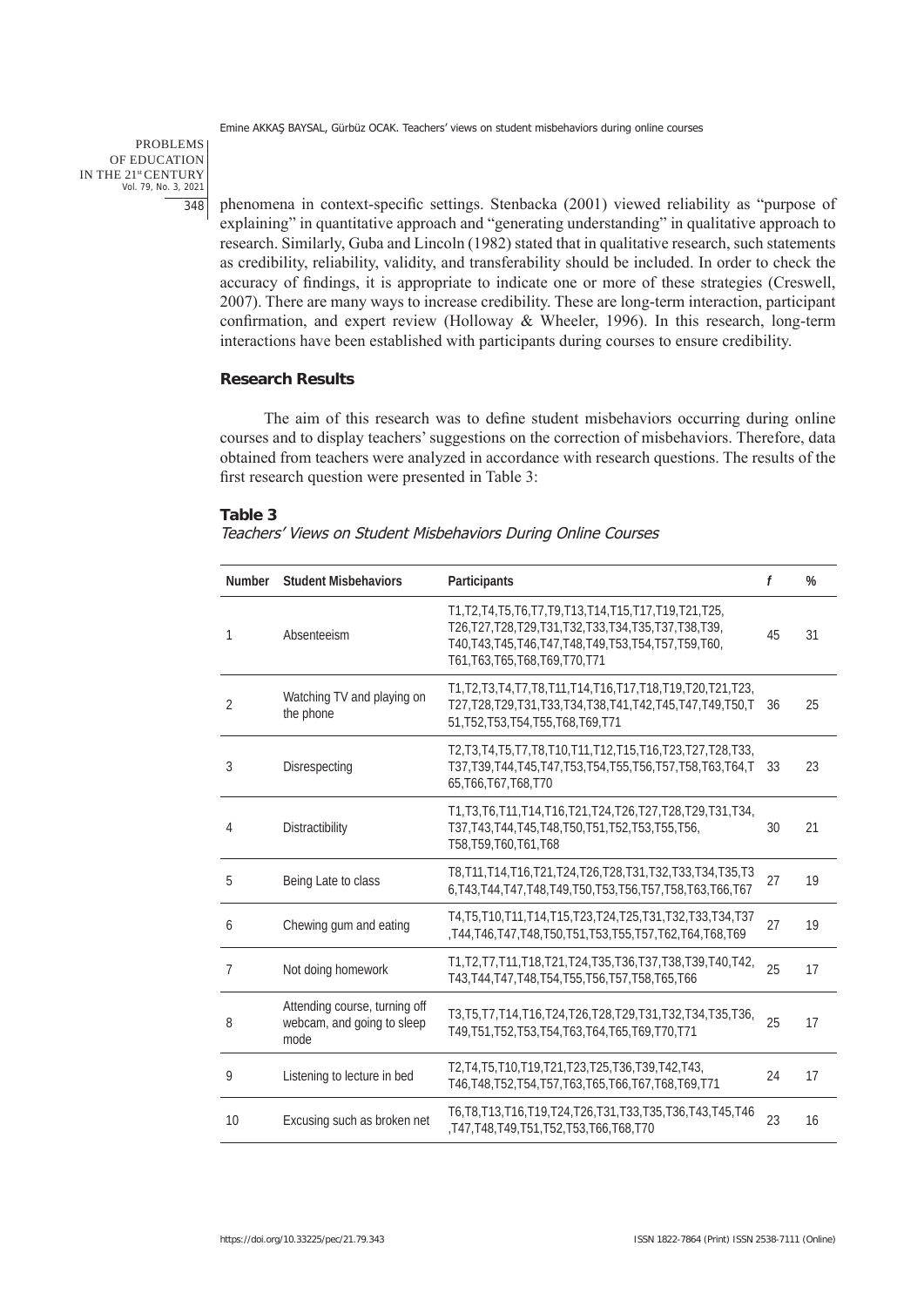phenomena in context-specific settings. Stenbacka (2001) viewed reliability as "purpose of explaining" in quantitative approach and "generating understanding" in qualitative approach to research. Similarly, Guba and Lincoln (1982) stated that in qualitative research, such statements as credibility, reliability, validity, and transferability should be included. In order to check the accuracy of findings, it is appropriate to indicate one or more of these strategies (Creswell, 2007). There are many ways to increase credibility. These are long-term interaction, participant confirmation, and expert review (Holloway & Wheeler, 1996). In this research, long-term interactions have been established with participants during courses to ensure credibility.

## Research Results

The aim of this research was to define student misbehaviors occurring during online courses and to display teachers' suggestions on the correction of misbehaviors. Therefore, data obtained from teachers were analyzed in accordance with research questions. The results of the first research question were presented in Table 3:

**Table 3**

*Teachers' Views on Student Misbehaviors During Online Courses*

| Number | Student Misbehaviors | Participants | *f* | % |
|---|---|---|---|---|
| 1 | Absenteeism | T1,T2,T4,T5,T6,T7,T9,T13,T14,T15,T17,T19,T21,T25, T26,T27,T28,T29,T31,T32,T33,T34,T35,T37,T38,T39, T40,T43,T45,T46,T47,T48,T49,T53,T54,T57,T59,T60, T61,T63,T65,T68,T69,T70,T71 | 45 | 31 |
| 2 | Watching TV and playing on the phone | T1,T2,T3,T4,T7,T8,T11,T14,T16,T17,T18,T19,T20,T21,T23, T27,T28,T29,T31,T33,T34,T38,T41,T42,T45,T47,T49,T50,T 51,T52,T53,T54,T55,T68,T69,T71 | 36 | 25 |
| 3 | Disrespecting | T2,T3,T4,T5,T7,T8,T10,T11,T12,T15,T16,T23,T27,T28,T33, T37,T39,T44,T45,T47,T53,T54,T55,T56,T57,T58,T63,T64,T 65,T66,T67,T68,T70 | 33 | 23 |
| 4 | Distractibility | T1,T3,T6,T11,T14,T16,T21,T24,T26,T27,T28,T29,T31,T34, T37,T43,T44,T45,T48,T50,T51,T52,T53,T55,T56, T58,T59,T60,T61,T68 | 30 | 21 |
| 5 | Being Late to class | T8,T11,T14,T16,T21,T24,T26,T28,T31,T32,T33,T34,T35,T3 6,T43,T44,T47,T48,T49,T50,T53,T56,T57,T58,T63,T66,T67 | 27 | 19 |
| 6 | Chewing gum and eating | T4,T5,T10,T11,T14,T15,T23,T24,T25,T31,T32,T33,T34,T37 ,T44,T46,T47,T48,T50,T51,T53,T55,T57,T62,T64,T68,T69 | 27 | 19 |
| 7 | Not doing homework | T1,T2,T7,T11,T18,T21,T24,T35,T36,T37,T38,T39,T40,T42, T43,T44,T47,T48,T54,T55,T56,T57,T58,T65,T66 | 25 | 17 |
| 8 | Attending course, turning off webcam, and going to sleep mode | T3,T5,T7,T14,T16,T24,T26,T28,T29,T31,T32,T34,T35,T36, T49,T51,T52,T53,T54,T63,T64,T65,T69,T70,T71 | 25 | 17 |
| 9 | Listening to lecture in bed | T2,T4,T5,T10,T19,T21,T23,T25,T36,T39,T42,T43, T46,T48,T52,T54,T57,T63,T65,T66,T67,T68,T69,T71 | 24 | 17 |
| 10 | Excusing such as broken net | T6,T8,T13,T16,T19,T24,T26,T31,T33,T35,T36,T43,T45,T46 ,T47,T48,T49,T51,T52,T53,T66,T68,T70 | 23 | 16 |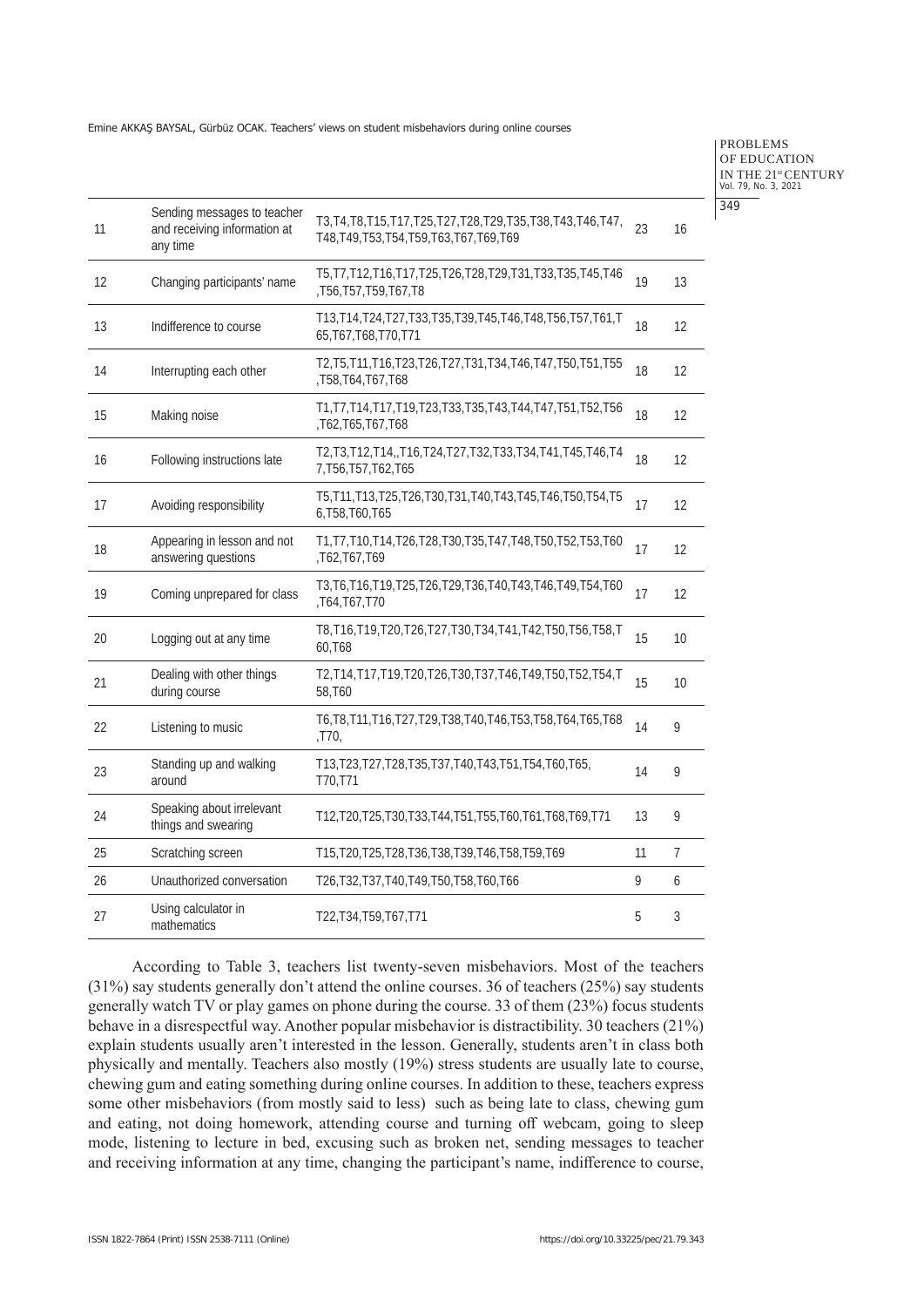| 11 | Sending messages to teacher and receiving information at any time | T3,T4,T8,T15,T17,T25,T27,T28,T29,T35,T38,T43,T46,T47, T48,T49,T53,T54,T59,T63,T67,T69,T69 | 23 | 16 |
|---|---|---|---|---|
| 12 | Changing participants' name | T5,T7,T12,T16,T17,T25,T26,T28,T29,T31,T33,T35,T45,T46 ,T56,T57,T59,T67,T8 | 19 | 13 |
| 13 | Indifference to course | T13,T14,T24,T27,T33,T35,T39,T45,T46,T48,T56,T57,T61,T 65,T67,T68,T70,T71 | 18 | 12 |
| 14 | Interrupting each other | T2,T5,T11,T16,T23,T26,T27,T31,T34,T46,T47,T50,T51,T55 ,T58,T64,T67,T68 | 18 | 12 |
| 15 | Making noise | T1,T7,T14,T17,T19,T23,T33,T35,T43,T44,T47,T51,T52,T56 ,T62,T65,T67,T68 | 18 | 12 |
| 16 | Following instructions late | T2,T3,T12,T14,,T16,T24,T27,T32,T33,T34,T41,T45,T46,T4 7,T56,T57,T62,T65 | 18 | 12 |
| 17 | Avoiding responsibility | T5,T11,T13,T25,T26,T30,T31,T40,T43,T45,T46,T50,T54,T5 6,T58,T60,T65 | 17 | 12 |
| 18 | Appearing in lesson and not answering questions | T1,T7,T10,T14,T26,T28,T30,T35,T47,T48,T50,T52,T53,T60 ,T62,T67,T69 | 17 | 12 |
| 19 | Coming unprepared for class | T3,T6,T16,T19,T25,T26,T29,T36,T40,T43,T46,T49,T54,T60 ,T64,T67,T70 | 17 | 12 |
| 20 | Logging out at any time | T8,T16,T19,T20,T26,T27,T30,T34,T41,T42,T50,T56,T58,T 60,T68 | 15 | 10 |
| 21 | Dealing with other things during course | T2,T14,T17,T19,T20,T26,T30,T37,T46,T49,T50,T52,T54,T 58,T60 | 15 | 10 |
| 22 | Listening to music | T6,T8,T11,T16,T27,T29,T38,T40,T46,T53,T58,T64,T65,T68 ,T70, | 14 | 9 |
| 23 | Standing up and walking around | T13,T23,T27,T28,T35,T37,T40,T43,T51,T54,T60,T65, T70,T71 | 14 | 9 |
| 24 | Speaking about irrelevant things and swearing | T12,T20,T25,T30,T33,T44,T51,T55,T60,T61,T68,T69,T71 | 13 | 9 |
| 25 | Scratching screen | T15,T20,T25,T28,T36,T38,T39,T46,T58,T59,T69 | 11 | 7 |
| 26 | Unauthorized conversation | T26,T32,T37,T40,T49,T50,T58,T60,T66 | 9 | 6 |
| 27 | Using calculator in mathematics | T22,T34,T59,T67,T71 | 5 | 3 |

According to Table 3, teachers list twenty-seven misbehaviors. Most of the teachers (31%) say students generally don't attend the online courses. 36 of teachers (25%) say students generally watch TV or play games on phone during the course. 33 of them (23%) focus students behave in a disrespectful way. Another popular misbehavior is distractibility. 30 teachers (21%) explain students usually aren't interested in the lesson. Generally, students aren't in class both physically and mentally. Teachers also mostly (19%) stress students are usually late to course, chewing gum and eating something during online courses. In addition to these, teachers express some other misbehaviors (from mostly said to less) such as being late to class, chewing gum and eating, not doing homework, attending course and turning off webcam, going to sleep mode, listening to lecture in bed, excusing such as broken net, sending messages to teacher and receiving information at any time, changing the participant's name, indifference to course,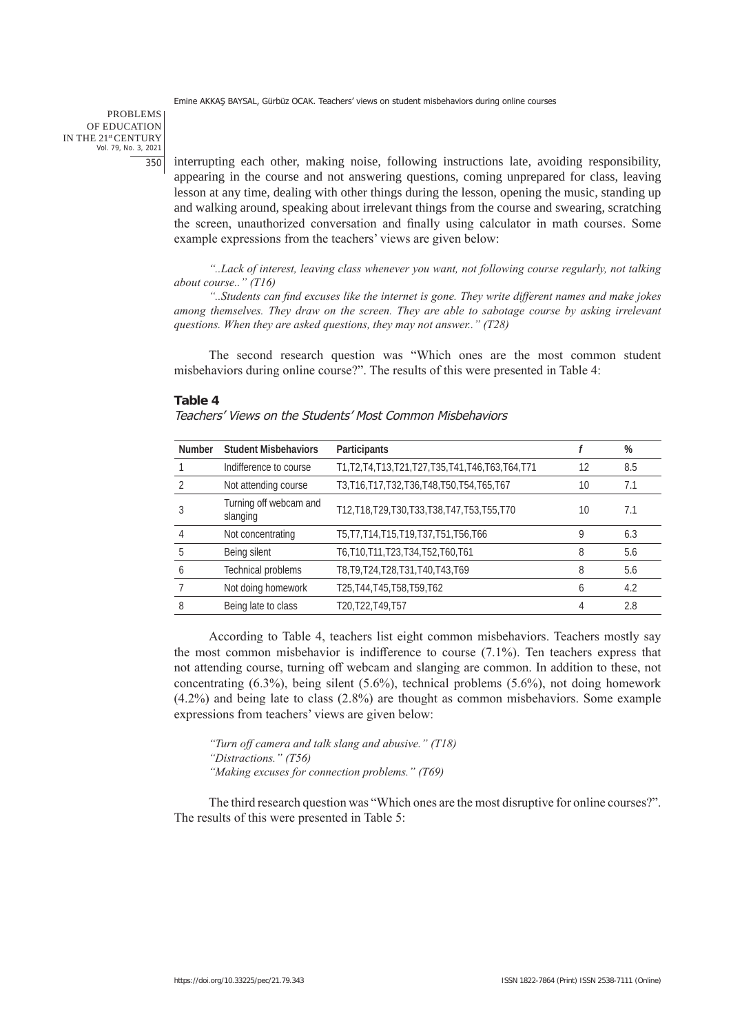interrupting each other, making noise, following instructions late, avoiding responsibility, appearing in the course and not answering questions, coming unprepared for class, leaving lesson at any time, dealing with other things during the lesson, opening the music, standing up and walking around, speaking about irrelevant things from the course and swearing, scratching the screen, unauthorized conversation and finally using calculator in math courses. Some example expressions from the teachers' views are given below:

*"..Lack of interest, leaving class whenever you want, not following course regularly, not talking about course.." (T16)*

*"..Students can find excuses like the internet is gone. They write different names and make jokes among themselves. They draw on the screen. They are able to sabotage course by asking irrelevant questions. When they are asked questions, they may not answer.." (T28)*

The second research question was "Which ones are the most common student misbehaviors during online course?". The results of this were presented in Table 4:

**Table 4**

*Teachers' Views on the Students' Most Common Misbehaviors*

| Number | Student Misbehaviors | Participants | *f* | % |
|---|---|---|---|---|
| 1 | Indifference to course | T1,T2,T4,T13,T21,T27,T35,T41,T46,T63,T64,T71 | 12 | 8.5 |
| 2 | Not attending course | T3,T16,T17,T32,T36,T48,T50,T54,T65,T67 | 10 | 7.1 |
| 3 | Turning off webcam and slanging | T12,T18,T29,T30,T33,T38,T47,T53,T55,T70 | 10 | 7.1 |
| 4 | Not concentrating | T5,T7,T14,T15,T19,T37,T51,T56,T66 | 9 | 6.3 |
| 5 | Being silent | T6,T10,T11,T23,T34,T52,T60,T61 | 8 | 5.6 |
| 6 | Technical problems | T8,T9,T24,T28,T31,T40,T43,T69 | 8 | 5.6 |
| 7 | Not doing homework | T25,T44,T45,T58,T59,T62 | 6 | 4.2 |
| 8 | Being late to class | T20,T22,T49,T57 | 4 | 2.8 |

According to Table 4, teachers list eight common misbehaviors. Teachers mostly say the most common misbehavior is indifference to course (7.1%). Ten teachers express that not attending course, turning off webcam and slanging are common. In addition to these, not concentrating (6.3%), being silent (5.6%), technical problems (5.6%), not doing homework (4.2%) and being late to class (2.8%) are thought as common misbehaviors. Some example expressions from teachers' views are given below:

*"Turn off camera and talk slang and abusive." (T18)*
*"Distractions." (T56)*
*"Making excuses for connection problems." (T69)*

The third research question was "Which ones are the most disruptive for online courses?". The results of this were presented in Table 5: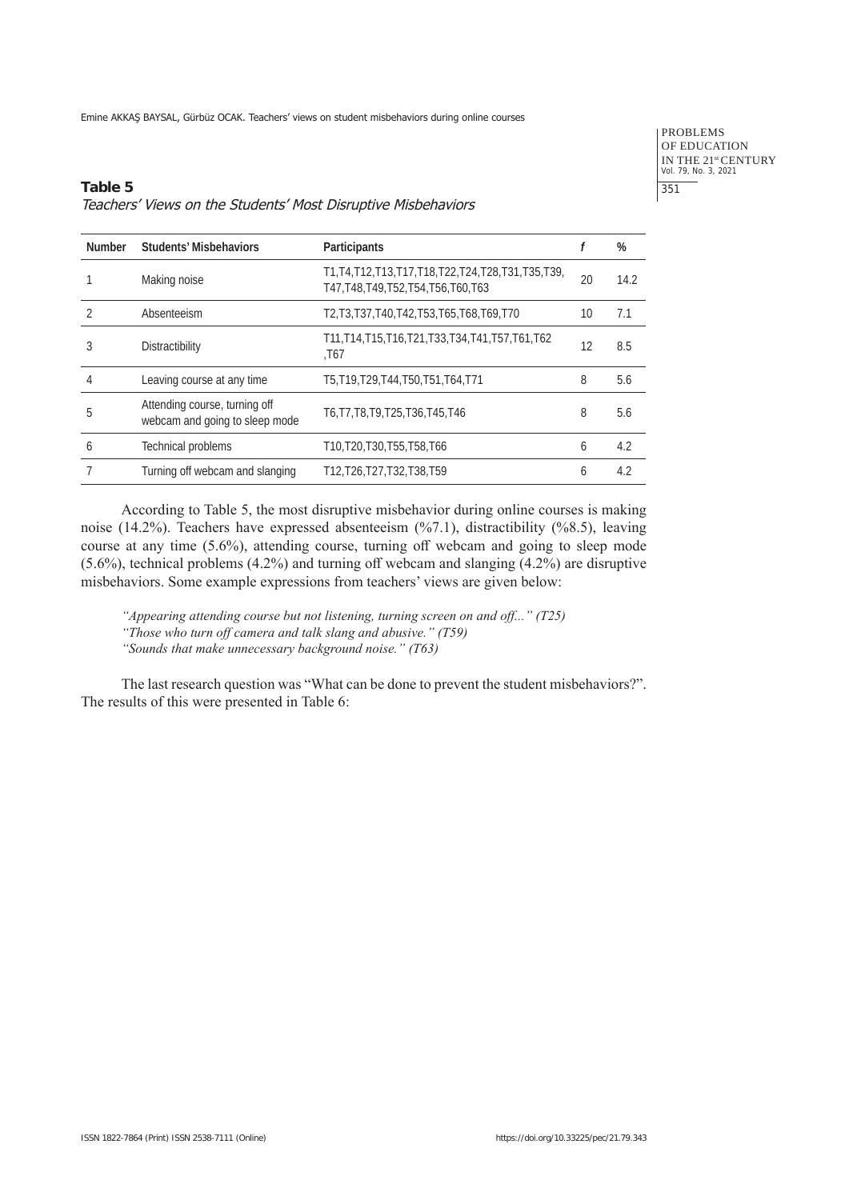**Table 5**

*Teachers' Views on the Students' Most Disruptive Misbehaviors*

| Number | Students' Misbehaviors | Participants | *f* | % |
|---|---|---|---|---|
| 1 | Making noise | T1,T4,T12,T13,T17,T18,T22,T24,T28,T31,T35,T39, T47,T48,T49,T52,T54,T56,T60,T63 | 20 | 14.2 |
| 2 | Absenteeism | T2,T3,T37,T40,T42,T53,T65,T68,T69,T70 | 10 | 7.1 |
| 3 | Distractibility | T11,T14,T15,T16,T21,T33,T34,T41,T57,T61,T62 ,T67 | 12 | 8.5 |
| 4 | Leaving course at any time | T5,T19,T29,T44,T50,T51,T64,T71 | 8 | 5.6 |
| 5 | Attending course, turning off webcam and going to sleep mode | T6,T7,T8,T9,T25,T36,T45,T46 | 8 | 5.6 |
| 6 | Technical problems | T10,T20,T30,T55,T58,T66 | 6 | 4.2 |
| 7 | Turning off webcam and slanging | T12,T26,T27,T32,T38,T59 | 6 | 4.2 |

According to Table 5, the most disruptive misbehavior during online courses is making noise (14.2%). Teachers have expressed absenteeism (%7.1), distractibility (%8.5), leaving course at any time (5.6%), attending course, turning off webcam and going to sleep mode (5.6%), technical problems (4.2%) and turning off webcam and slanging (4.2%) are disruptive misbehaviors. Some example expressions from teachers' views are given below:

*"Appearing attending course but not listening, turning screen on and off..." (T25)*
*"Those who turn off camera and talk slang and abusive." (T59)*
*"Sounds that make unnecessary background noise." (T63)*

The last research question was "What can be done to prevent the student misbehaviors?". The results of this were presented in Table 6: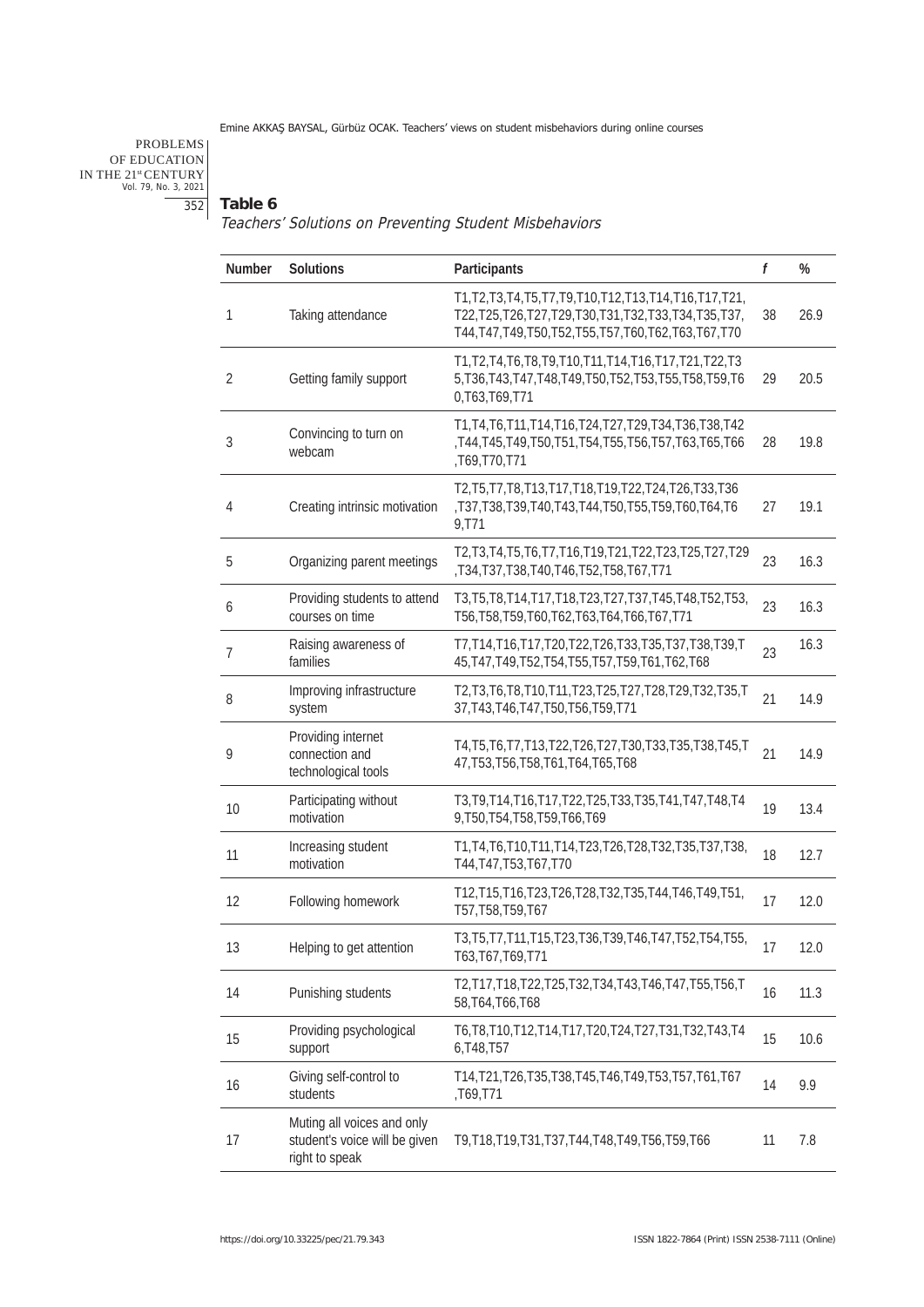**Table 6**

*Teachers' Solutions on Preventing Student Misbehaviors*

| Number | Solutions | Participants | *f* | % |
|---|---|---|---|---|
| 1 | Taking attendance | T1,T2,T3,T4,T5,T7,T9,T10,T12,T13,T14,T16,T17,T21, T22,T25,T26,T27,T29,T30,T31,T32,T33,T34,T35,T37, T44,T47,T49,T50,T52,T55,T57,T60,T62,T63,T67,T70 | 38 | 26.9 |
| 2 | Getting family support | T1,T2,T4,T6,T8,T9,T10,T11,T14,T16,T17,T21,T22,T3 5,T36,T43,T47,T48,T49,T50,T52,T53,T55,T58,T59,T6 0,T63,T69,T71 | 29 | 20.5 |
| 3 | Convincing to turn on webcam | T1,T4,T6,T11,T14,T16,T24,T27,T29,T34,T36,T38,T42 ,T44,T45,T49,T50,T51,T54,T55,T56,T57,T63,T65,T66 ,T69,T70,T71 | 28 | 19.8 |
| 4 | Creating intrinsic motivation | T2,T5,T7,T8,T13,T17,T18,T19,T22,T24,T26,T33,T36 ,T37,T38,T39,T40,T43,T44,T50,T55,T59,T60,T64,T6 9,T71 | 27 | 19.1 |
| 5 | Organizing parent meetings | T2,T3,T4,T5,T6,T7,T16,T19,T21,T22,T23,T25,T27,T29 ,T34,T37,T38,T40,T46,T52,T58,T67,T71 | 23 | 16.3 |
| 6 | Providing students to attend courses on time | T3,T5,T8,T14,T17,T18,T23,T27,T37,T45,T48,T52,T53, T56,T58,T59,T60,T62,T63,T64,T66,T67,T71 | 23 | 16.3 |
| 7 | Raising awareness of families | T7,T14,T16,T17,T20,T22,T26,T33,T35,T37,T38,T39,T 45,T47,T49,T52,T54,T55,T57,T59,T61,T62,T68 | 23 | 16.3 |
| 8 | Improving infrastructure system | T2,T3,T6,T8,T10,T11,T23,T25,T27,T28,T29,T32,T35,T 37,T43,T46,T47,T50,T56,T59,T71 | 21 | 14.9 |
| 9 | Providing internet connection and technological tools | T4,T5,T6,T7,T13,T22,T26,T27,T30,T33,T35,T38,T45,T 47,T53,T56,T58,T61,T64,T65,T68 | 21 | 14.9 |
| 10 | Participating without motivation | T3,T9,T14,T16,T17,T22,T25,T33,T35,T41,T47,T48,T4 9,T50,T54,T58,T59,T66,T69 | 19 | 13.4 |
| 11 | Increasing student motivation | T1,T4,T6,T10,T11,T14,T23,T26,T28,T32,T35,T37,T38, T44,T47,T53,T67,T70 | 18 | 12.7 |
| 12 | Following homework | T12,T15,T16,T23,T26,T28,T32,T35,T44,T46,T49,T51, T57,T58,T59,T67 | 17 | 12.0 |
| 13 | Helping to get attention | T3,T5,T7,T11,T15,T23,T36,T39,T46,T47,T52,T54,T55, T63,T67,T69,T71 | 17 | 12.0 |
| 14 | Punishing students | T2,T17,T18,T22,T25,T32,T34,T43,T46,T47,T55,T56,T 58,T64,T66,T68 | 16 | 11.3 |
| 15 | Providing psychological support | T6,T8,T10,T12,T14,T17,T20,T24,T27,T31,T32,T43,T4 6,T48,T57 | 15 | 10.6 |
| 16 | Giving self-control to students | T14,T21,T26,T35,T38,T45,T46,T49,T53,T57,T61,T67 ,T69,T71 | 14 | 9.9 |
| 17 | Muting all voices and only student's voice will be given right to speak | T9,T18,T19,T31,T37,T44,T48,T49,T56,T59,T66 | 11 | 7.8 |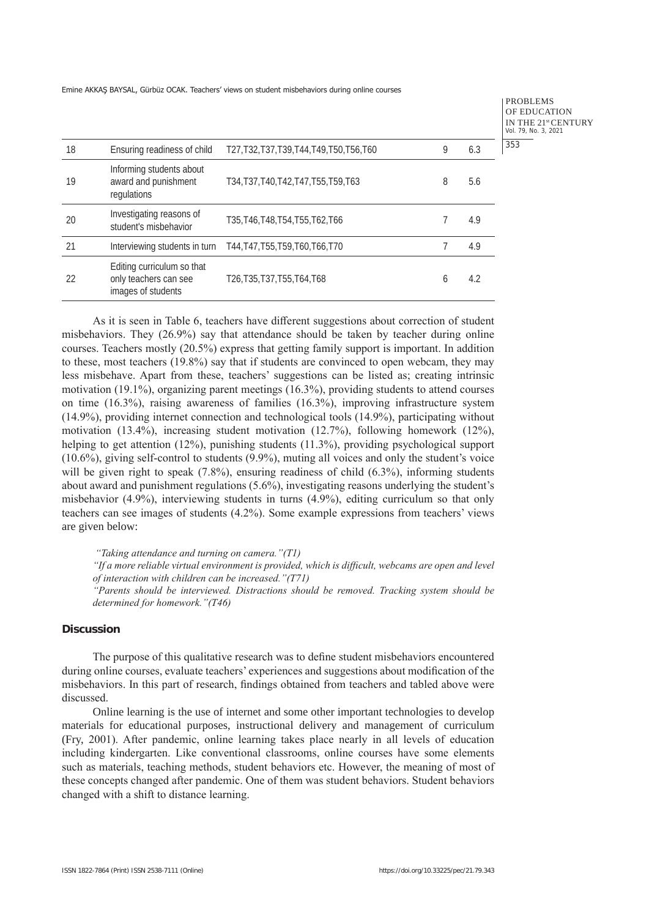| 18 | Ensuring readiness of child | T27,T32,T37,T39,T44,T49,T50,T56,T60 | 9 | 6.3 |
|---|---|---|---|---|
| 19 | Informing students about award and punishment regulations | T34,T37,T40,T42,T47,T55,T59,T63 | 8 | 5.6 |
| 20 | Investigating reasons of student's misbehavior | T35,T46,T48,T54,T55,T62,T66 | 7 | 4.9 |
| 21 | Interviewing students in turn | T44,T47,T55,T59,T60,T66,T70 | 7 | 4.9 |
| 22 | Editing curriculum so that only teachers can see images of students | T26,T35,T37,T55,T64,T68 | 6 | 4.2 |

As it is seen in Table 6, teachers have different suggestions about correction of student misbehaviors. They (26.9%) say that attendance should be taken by teacher during online courses. Teachers mostly (20.5%) express that getting family support is important. In addition to these, most teachers (19.8%) say that if students are convinced to open webcam, they may less misbehave. Apart from these, teachers' suggestions can be listed as; creating intrinsic motivation (19.1%), organizing parent meetings (16.3%), providing students to attend courses on time (16.3%), raising awareness of families (16.3%), improving infrastructure system (14.9%), providing internet connection and technological tools (14.9%), participating without motivation (13.4%), increasing student motivation (12.7%), following homework (12%), helping to get attention (12%), punishing students (11.3%), providing psychological support (10.6%), giving self-control to students (9.9%), muting all voices and only the student's voice will be given right to speak (7.8%), ensuring readiness of child (6.3%), informing students about award and punishment regulations (5.6%), investigating reasons underlying the student's misbehavior (4.9%), interviewing students in turns (4.9%), editing curriculum so that only teachers can see images of students (4.2%). Some example expressions from teachers' views are given below:

*"Taking attendance and turning on camera."(T1)*

*"If a more reliable virtual environment is provided, which is difficult, webcams are open and level of interaction with children can be increased."(T71)*

*"Parents should be interviewed. Distractions should be removed. Tracking system should be determined for homework."(T46)*

## Discussion

The purpose of this qualitative research was to define student misbehaviors encountered during online courses, evaluate teachers' experiences and suggestions about modification of the misbehaviors. In this part of research, findings obtained from teachers and tabled above were discussed.

Online learning is the use of internet and some other important technologies to develop materials for educational purposes, instructional delivery and management of curriculum (Fry, 2001). After pandemic, online learning takes place nearly in all levels of education including kindergarten. Like conventional classrooms, online courses have some elements such as materials, teaching methods, student behaviors etc. However, the meaning of most of these concepts changed after pandemic. One of them was student behaviors. Student behaviors changed with a shift to distance learning.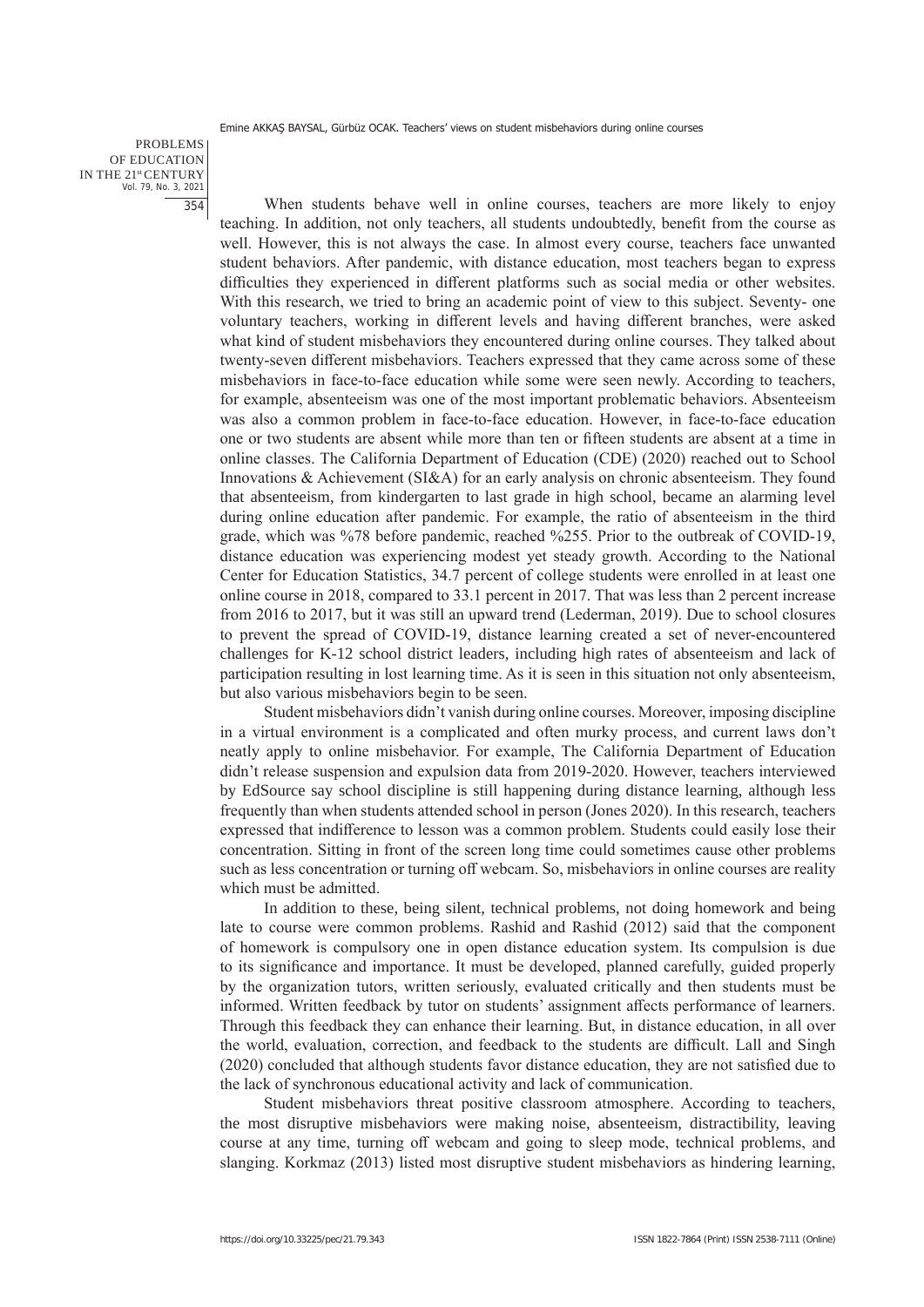When students behave well in online courses, teachers are more likely to enjoy teaching. In addition, not only teachers, all students undoubtedly, benefit from the course as well. However, this is not always the case. In almost every course, teachers face unwanted student behaviors. After pandemic, with distance education, most teachers began to express difficulties they experienced in different platforms such as social media or other websites. With this research, we tried to bring an academic point of view to this subject. Seventy- one voluntary teachers, working in different levels and having different branches, were asked what kind of student misbehaviors they encountered during online courses. They talked about twenty-seven different misbehaviors. Teachers expressed that they came across some of these misbehaviors in face-to-face education while some were seen newly. According to teachers, for example, absenteeism was one of the most important problematic behaviors. Absenteeism was also a common problem in face-to-face education. However, in face-to-face education one or two students are absent while more than ten or fifteen students are absent at a time in online classes. The California Department of Education (CDE) (2020) reached out to School Innovations & Achievement (SI&A) for an early analysis on chronic absenteeism. They found that absenteeism, from kindergarten to last grade in high school, became an alarming level during online education after pandemic. For example, the ratio of absenteeism in the third grade, which was %78 before pandemic, reached %255. Prior to the outbreak of COVID-19, distance education was experiencing modest yet steady growth. According to the National Center for Education Statistics, 34.7 percent of college students were enrolled in at least one online course in 2018, compared to 33.1 percent in 2017. That was less than 2 percent increase from 2016 to 2017, but it was still an upward trend (Lederman, 2019). Due to school closures to prevent the spread of COVID-19, distance learning created a set of never-encountered challenges for K-12 school district leaders, including high rates of absenteeism and lack of participation resulting in lost learning time. As it is seen in this situation not only absenteeism, but also various misbehaviors begin to be seen.

Student misbehaviors didn't vanish during online courses. Moreover, imposing discipline in a virtual environment is a complicated and often murky process, and current laws don't neatly apply to online misbehavior. For example, The California Department of Education didn't release suspension and expulsion data from 2019-2020. However, teachers interviewed by EdSource say school discipline is still happening during distance learning, although less frequently than when students attended school in person (Jones 2020). In this research, teachers expressed that indifference to lesson was a common problem. Students could easily lose their concentration. Sitting in front of the screen long time could sometimes cause other problems such as less concentration or turning off webcam. So, misbehaviors in online courses are reality which must be admitted.

In addition to these, being silent, technical problems, not doing homework and being late to course were common problems. Rashid and Rashid (2012) said that the component of homework is compulsory one in open distance education system. Its compulsion is due to its significance and importance. It must be developed, planned carefully, guided properly by the organization tutors, written seriously, evaluated critically and then students must be informed. Written feedback by tutor on students' assignment affects performance of learners. Through this feedback they can enhance their learning. But, in distance education, in all over the world, evaluation, correction, and feedback to the students are difficult. Lall and Singh (2020) concluded that although students favor distance education, they are not satisfied due to the lack of synchronous educational activity and lack of communication.

Student misbehaviors threat positive classroom atmosphere. According to teachers, the most disruptive misbehaviors were making noise, absenteeism, distractibility, leaving course at any time, turning off webcam and going to sleep mode, technical problems, and slanging. Korkmaz (2013) listed most disruptive student misbehaviors as hindering learning,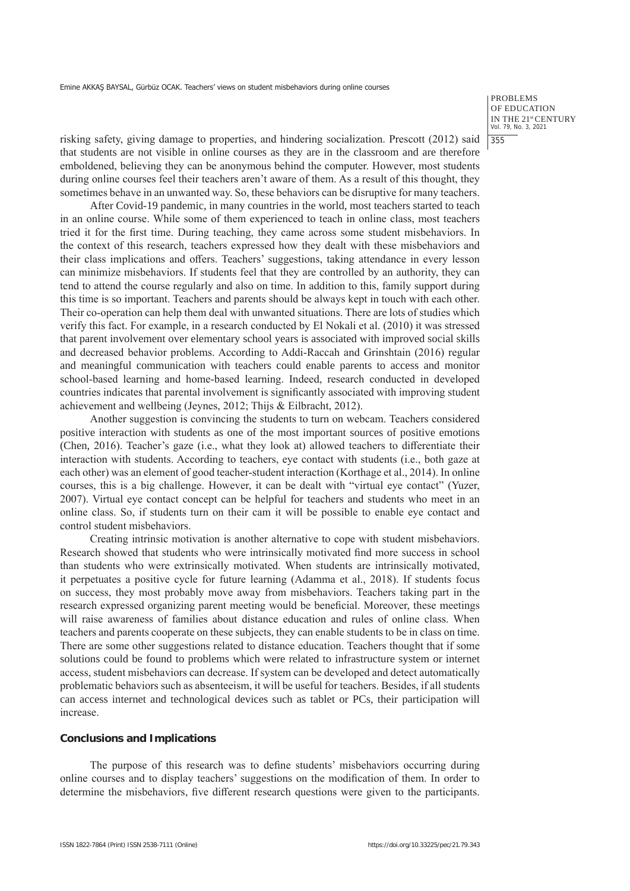risking safety, giving damage to properties, and hindering socialization. Prescott (2012) said that students are not visible in online courses as they are in the classroom and are therefore emboldened, believing they can be anonymous behind the computer. However, most students during online courses feel their teachers aren't aware of them. As a result of this thought, they sometimes behave in an unwanted way. So, these behaviors can be disruptive for many teachers.

After Covid-19 pandemic, in many countries in the world, most teachers started to teach in an online course. While some of them experienced to teach in online class, most teachers tried it for the first time. During teaching, they came across some student misbehaviors. In the context of this research, teachers expressed how they dealt with these misbehaviors and their class implications and offers. Teachers' suggestions, taking attendance in every lesson can minimize misbehaviors. If students feel that they are controlled by an authority, they can tend to attend the course regularly and also on time. In addition to this, family support during this time is so important. Teachers and parents should be always kept in touch with each other. Their co-operation can help them deal with unwanted situations. There are lots of studies which verify this fact. For example, in a research conducted by El Nokali et al. (2010) it was stressed that parent involvement over elementary school years is associated with improved social skills and decreased behavior problems. According to Addi-Raccah and Grinshtain (2016) regular and meaningful communication with teachers could enable parents to access and monitor school-based learning and home-based learning. Indeed, research conducted in developed countries indicates that parental involvement is significantly associated with improving student achievement and wellbeing (Jeynes, 2012; Thijs & Eilbracht, 2012).

Another suggestion is convincing the students to turn on webcam. Teachers considered positive interaction with students as one of the most important sources of positive emotions (Chen, 2016). Teacher's gaze (i.e., what they look at) allowed teachers to differentiate their interaction with students. According to teachers, eye contact with students (i.e., both gaze at each other) was an element of good teacher-student interaction (Korthage et al., 2014). In online courses, this is a big challenge. However, it can be dealt with "virtual eye contact" (Yuzer, 2007). Virtual eye contact concept can be helpful for teachers and students who meet in an online class. So, if students turn on their cam it will be possible to enable eye contact and control student misbehaviors.

Creating intrinsic motivation is another alternative to cope with student misbehaviors. Research showed that students who were intrinsically motivated find more success in school than students who were extrinsically motivated. When students are intrinsically motivated, it perpetuates a positive cycle for future learning (Adamma et al., 2018). If students focus on success, they most probably move away from misbehaviors. Teachers taking part in the research expressed organizing parent meeting would be beneficial. Moreover, these meetings will raise awareness of families about distance education and rules of online class. When teachers and parents cooperate on these subjects, they can enable students to be in class on time. There are some other suggestions related to distance education. Teachers thought that if some solutions could be found to problems which were related to infrastructure system or internet access, student misbehaviors can decrease. If system can be developed and detect automatically problematic behaviors such as absenteeism, it will be useful for teachers. Besides, if all students can access internet and technological devices such as tablet or PCs, their participation will increase.

## Conclusions and Implications

The purpose of this research was to define students' misbehaviors occurring during online courses and to display teachers' suggestions on the modification of them. In order to determine the misbehaviors, five different research questions were given to the participants.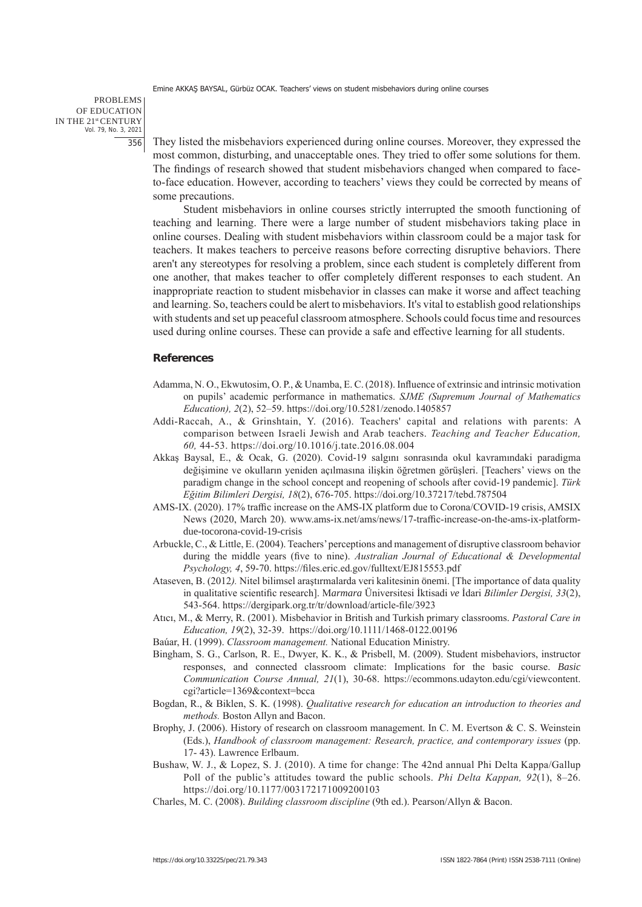They listed the misbehaviors experienced during online courses. Moreover, they expressed the most common, disturbing, and unacceptable ones. They tried to offer some solutions for them. The findings of research showed that student misbehaviors changed when compared to face-to-face education. However, according to teachers' views they could be corrected by means of some precautions.

Student misbehaviors in online courses strictly interrupted the smooth functioning of teaching and learning. There were a large number of student misbehaviors taking place in online courses. Dealing with student misbehaviors within classroom could be a major task for teachers. It makes teachers to perceive reasons before correcting disruptive behaviors. There aren't any stereotypes for resolving a problem, since each student is completely different from one another, that makes teacher to offer completely different responses to each student. An inappropriate reaction to student misbehavior in classes can make it worse and affect teaching and learning. So, teachers could be alert to misbehaviors. It's vital to establish good relationships with students and set up peaceful classroom atmosphere. Schools could focus time and resources used during online courses. These can provide a safe and effective learning for all students.

## References

Adamma, N. O., Ekwutosim, O. P., & Unamba, E. C. (2018). Influence of extrinsic and intrinsic motivation on pupils' academic performance in mathematics. *SJME (Supremum Journal of Mathematics Education), 2*(2), 52–59. https://doi.org/10.5281/zenodo.1405857

Addi-Raccah, A., & Grinshtain, Y. (2016). Teachers' capital and relations with parents: A comparison between Israeli Jewish and Arab teachers. *Teaching and Teacher Education, 60,* 44-53. https://doi.org/10.1016/j.tate.2016.08.004

Akkaş Baysal, E., & Ocak, G. (2020). Covid-19 salgını sonrasında okul kavramındaki paradigma değişimine ve okulların yeniden açılmasına ilişkin öğretmen görüşleri. [Teachers' views on the paradigm change in the school concept and reopening of schools after covid-19 pandemic]. *Türk Eğitim Bilimleri Dergisi, 18*(2), 676-705. https://doi.org/10.37217/tebd.787504

AMS-IX. (2020). 17% traffic increase on the AMS-IX platform due to Corona/COVID-19 crisis, AMSIX News (2020, March 20). www.ams-ix.net/ams/news/17-traffic-increase-on-the-ams-ix-platform-due-tocorona-covid-19-crisis

Arbuckle, C., & Little, E. (2004). Teachers' perceptions and management of disruptive classroom behavior during the middle years (five to nine). *Australian Journal of Educational & Developmental Psychology, 4*, 59-70. https://files.eric.ed.gov/fulltext/EJ815553.pdf

Ataseven, B. (2012*).* Nitel bilimsel araştırmalarda veri kalitesinin önemi. [The importance of data quality in qualitative scientific research]. M*armara* Üniversitesi İktisadi *ve* İdari *Bilimler Dergisi, 33*(2), 543-564. https://dergipark.org.tr/tr/download/article-file/3923

Atıcı, M., & Merry, R. (2001). Misbehavior in British and Turkish primary classrooms. *Pastoral Care in Education, 19*(2), 32-39. https://doi.org/10.1111/1468-0122.00196

Baúar, H. (1999). *Classroom management.* National Education Ministry.

Bingham, S. G., Carlson, R. E., Dwyer, K. K., & Prisbell, M. (2009). Student misbehaviors, instructor responses, and connected classroom climate: Implications for the basic course. *Basic Communication Course Annual, 21*(1), 30-68. https://ecommons.udayton.edu/cgi/viewcontent.cgi?article=1369&context=bcca

Bogdan, R., & Biklen, S. K. (1998). *Qualitative research for education an introduction to theories and methods.* Boston Allyn and Bacon.

Brophy, J. (2006). History of research on classroom management. In C. M. Evertson & C. S. Weinstein (Eds.), *Handbook of classroom management: Research, practice, and contemporary issues* (pp. 17- 43). Lawrence Erlbaum.

Bushaw, W. J., & Lopez, S. J. (2010). A time for change: The 42nd annual Phi Delta Kappa/Gallup Poll of the public's attitudes toward the public schools. *Phi Delta Kappan, 92*(1), 8–26. https://doi.org/10.1177/003172171009200103

Charles, M. C. (2008). *Building classroom discipline* (9th ed.). Pearson/Allyn & Bacon.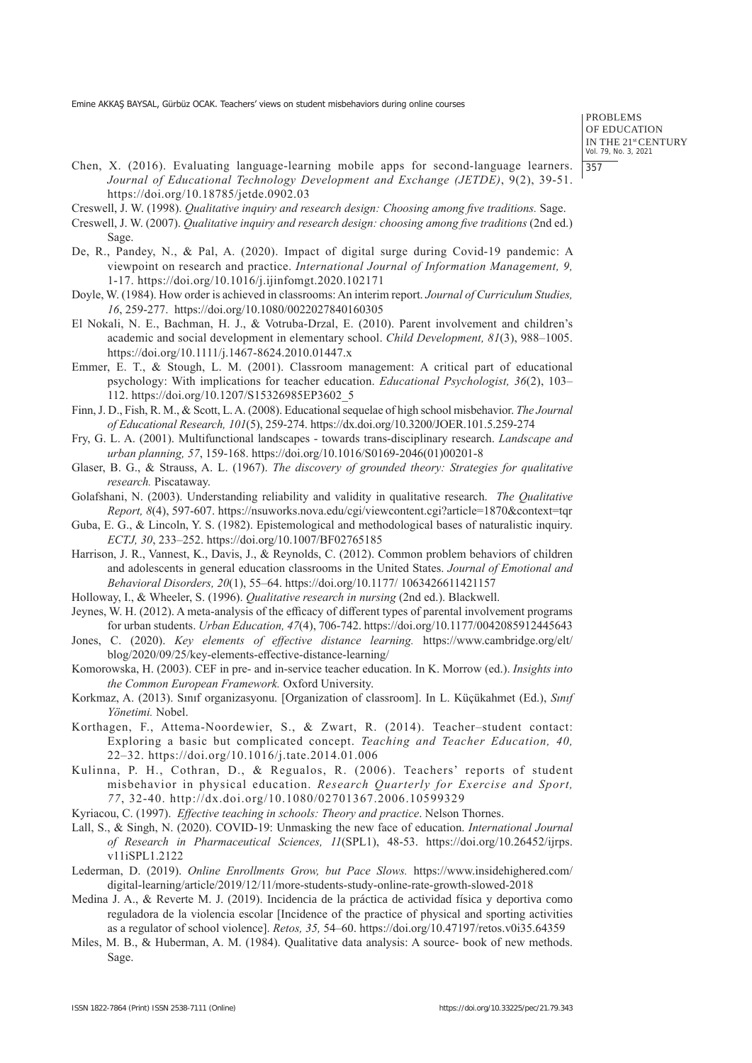Chen, X. (2016). Evaluating language-learning mobile apps for second-language learners. *Journal of Educational Technology Development and Exchange (JETDE)*, 9(2), 39-51. https://doi.org/10.18785/jetde.0902.03

Creswell, J. W. (1998). *Qualitative inquiry and research design: Choosing among five traditions.* Sage.

Creswell, J. W. (2007). *Qualitative inquiry and research design: choosing among five traditions* (2nd ed.) Sage.

De, R., Pandey, N., & Pal, A. (2020). Impact of digital surge during Covid-19 pandemic: A viewpoint on research and practice. *International Journal of Information Management, 9,* 1-17. https://doi.org/10.1016/j.ijinfomgt.2020.102171

Doyle, W. (1984). How order is achieved in classrooms: An interim report. *Journal of Curriculum Studies, 16*, 259-277. https://doi.org/10.1080/0022027840160305

El Nokali, N. E., Bachman, H. J., & Votruba-Drzal, E. (2010). Parent involvement and children's academic and social development in elementary school. *Child Development, 81*(3), 988–1005. https://doi.org/10.1111/j.1467-8624.2010.01447.x

Emmer, E. T., & Stough, L. M. (2001). Classroom management: A critical part of educational psychology: With implications for teacher education. *Educational Psychologist, 36*(2), 103–112. https://doi.org/10.1207/S15326985EP3602_5

Finn, J. D., Fish, R. M., & Scott, L. A. (2008). Educational sequelae of high school misbehavior. *The Journal of Educational Research, 101*(5), 259-274. https://dx.doi.org/10.3200/JOER.101.5.259-274

Fry, G. L. A. (2001). Multifunctional landscapes - towards trans-disciplinary research. *Landscape and urban planning, 57*, 159-168. https://doi.org/10.1016/S0169-2046(01)00201-8

Glaser, B. G., & Strauss, A. L. (1967). *The discovery of grounded theory: Strategies for qualitative research.* Piscataway.

Golafshani, N. (2003). Understanding reliability and validity in qualitative research. *The Qualitative Report, 8*(4), 597-607. https://nsuworks.nova.edu/cgi/viewcontent.cgi?article=1870&context=tqr

Guba, E. G., & Lincoln, Y. S. (1982). Epistemological and methodological bases of naturalistic inquiry. *ECTJ, 30*, 233–252. https://doi.org/10.1007/BF02765185

Harrison, J. R., Vannest, K., Davis, J., & Reynolds, C. (2012). Common problem behaviors of children and adolescents in general education classrooms in the United States. *Journal of Emotional and Behavioral Disorders, 20*(1), 55–64. https://doi.org/10.1177/ 1063426611421157

Holloway, I., & Wheeler, S. (1996). *Qualitative research in nursing* (2nd ed.). Blackwell.

Jeynes, W. H. (2012). A meta-analysis of the efficacy of different types of parental involvement programs for urban students. *Urban Education, 47*(4), 706-742. https://doi.org/10.1177/0042085912445643

Jones, C. (2020). *Key elements of effective distance learning.* https://www.cambridge.org/elt/blog/2020/09/25/key-elements-effective-distance-learning/

Komorowska, H. (2003). CEF in pre- and in-service teacher education. In K. Morrow (ed.). *Insights into the Common European Framework.* Oxford University.

Korkmaz, A. (2013). Sınıf organizasyonu. [Organization of classroom]. In L. Küçükahmet (Ed.), *Sınıf Yönetimi.* Nobel.

Korthagen, F., Attema-Noordewier, S., & Zwart, R. (2014). Teacher–student contact: Exploring a basic but complicated concept. *Teaching and Teacher Education, 40,* 22–32. https://doi.org/10.1016/j.tate.2014.01.006

Kulinna, P. H., Cothran, D., & Regualos, R. (2006). Teachers' reports of student misbehavior in physical education. *Research Quarterly for Exercise and Sport, 77*, 32-40. http://dx.doi.org/10.1080/02701367.2006.10599329

Kyriacou, C. (1997). *Effective teaching in schools: Theory and practice*. Nelson Thornes.

Lall, S., & Singh, N. (2020). COVID-19: Unmasking the new face of education. *International Journal of Research in Pharmaceutical Sciences, 11*(SPL1), 48-53. https://doi.org/10.26452/ijrps.v11iSPL1.2122

Lederman, D. (2019). *Online Enrollments Grow, but Pace Slows.* https://www.insidehighered.com/digital-learning/article/2019/12/11/more-students-study-online-rate-growth-slowed-2018

Medina J. A., & Reverte M. J. (2019). Incidencia de la práctica de actividad física y deportiva como reguladora de la violencia escolar [Incidence of the practice of physical and sporting activities as a regulator of school violence]. *Retos, 35,* 54–60. https://doi.org/10.47197/retos.v0i35.64359

Miles, M. B., & Huberman, A. M. (1984). Qualitative data analysis: A source- book of new methods. Sage.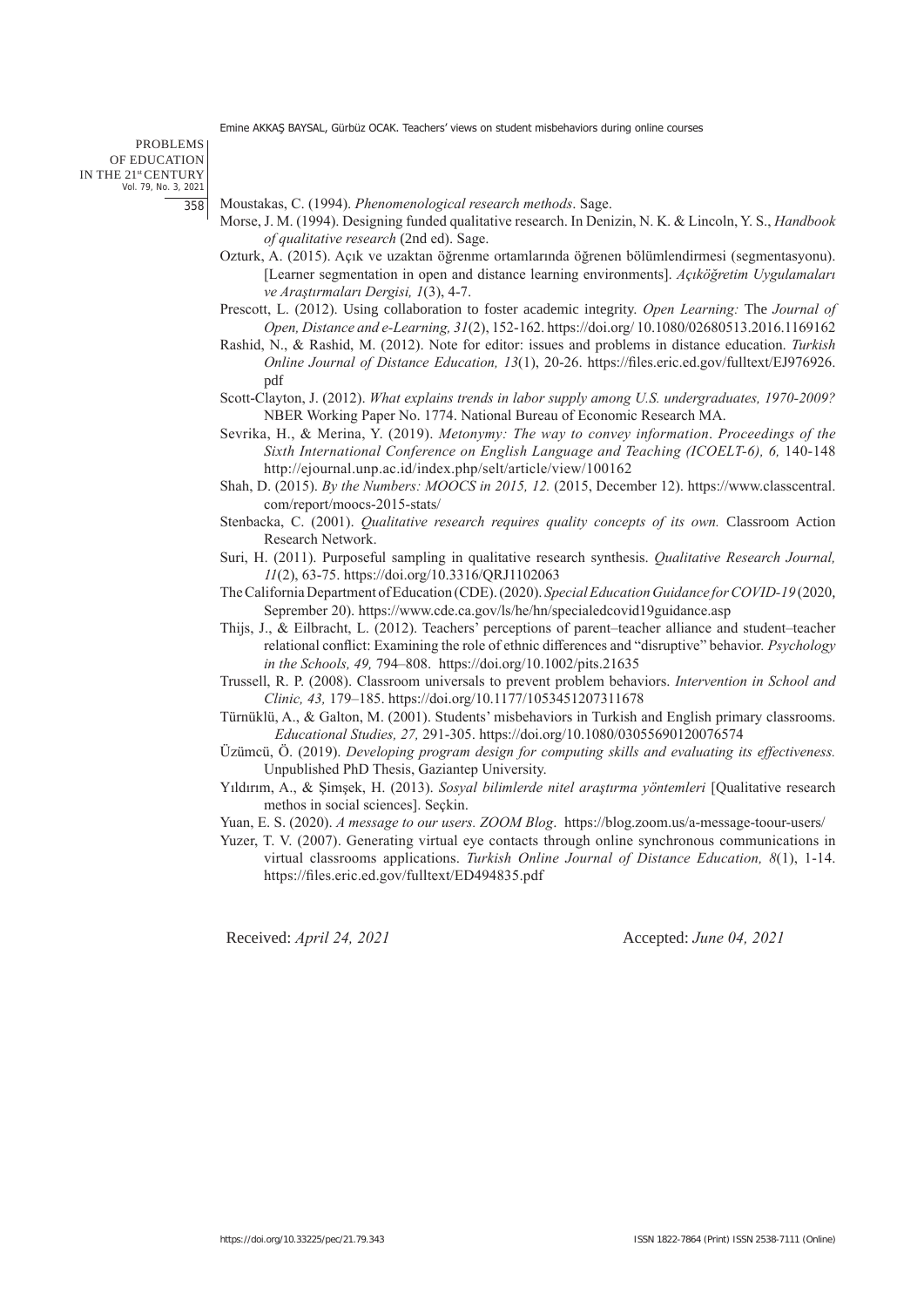Moustakas, C. (1994). *Phenomenological research methods*. Sage.

Morse, J. M. (1994). Designing funded qualitative research. In Denizin, N. K. & Lincoln, Y. S., *Handbook of qualitative research* (2nd ed). Sage.

Ozturk, A. (2015). Açık ve uzaktan öğrenme ortamlarında öğrenen bölümlendirmesi (segmentasyonu). [Learner segmentation in open and distance learning environments]. *Açıköğretim Uygulamaları ve Araştırmaları Dergisi, 1*(3), 4-7.

Prescott, L. (2012). Using collaboration to foster academic integrity. *Open Learning:* The *Journal of Open, Distance and e-Learning, 31*(2), 152-162. https://doi.org/ 10.1080/02680513.2016.1169162

Rashid, N., & Rashid, M. (2012). Note for editor: issues and problems in distance education. *Turkish Online Journal of Distance Education, 13*(1), 20-26. https://files.eric.ed.gov/fulltext/EJ976926.pdf

Scott-Clayton, J. (2012). *What explains trends in labor supply among U.S. undergraduates, 1970-2009?* NBER Working Paper No. 1774. National Bureau of Economic Research MA.

Sevrika, H., & Merina, Y. (2019). *Metonymy: The way to convey information*. *Proceedings of the Sixth International Conference on English Language and Teaching (ICOELT-6), 6,* 140-148 http://ejournal.unp.ac.id/index.php/selt/article/view/100162

Shah, D. (2015). *By the Numbers: MOOCS in 2015, 12.* (2015, December 12). https://www.classcentral.com/report/moocs-2015-stats/

Stenbacka, C. (2001). *Qualitative research requires quality concepts of its own.* Classroom Action Research Network.

Suri, H. (2011). Purposeful sampling in qualitative research synthesis. *Qualitative Research Journal, 11*(2), 63-75. https://doi.org/10.3316/QRJ1102063

The California Department of Education (CDE). (2020). *Special Education Guidance for COVID-19* (2020, Seprember 20). https://www.cde.ca.gov/ls/he/hn/specialedcovid19guidance.asp

Thijs, J., & Eilbracht, L. (2012). Teachers' perceptions of parent–teacher alliance and student–teacher relational conflict: Examining the role of ethnic differences and "disruptive" behavior*. Psychology in the Schools, 49,* 794–808. https://doi.org/10.1002/pits.21635

Trussell, R. P. (2008). Classroom universals to prevent problem behaviors. *Intervention in School and Clinic, 43,* 179–185. https://doi.org/10.1177/1053451207311678

Türnüklü, A., & Galton, M. (2001). Students' misbehaviors in Turkish and English primary classrooms. *Educational Studies, 27,* 291-305. https://doi.org/10.1080/03055690120076574

Üzümcü, Ö. (2019). *Developing program design for computing skills and evaluating its effectiveness.* Unpublished PhD Thesis, Gaziantep University.

Yıldırım, A., & Şimşek, H. (2013). *Sosyal bilimlerde nitel araştırma yöntemleri* [Qualitative research methos in social sciences]. Seçkin.

Yuan, E. S. (2020). *A message to our users. ZOOM Blog*. https://blog.zoom.us/a-message-toour-users/

Yuzer, T. V. (2007). Generating virtual eye contacts through online synchronous communications in virtual classrooms applications. *Turkish Online Journal of Distance Education, 8*(1), 1-14. https://files.eric.ed.gov/fulltext/ED494835.pdf

Received: *April 24, 2021* Accepted: *June 04, 2021*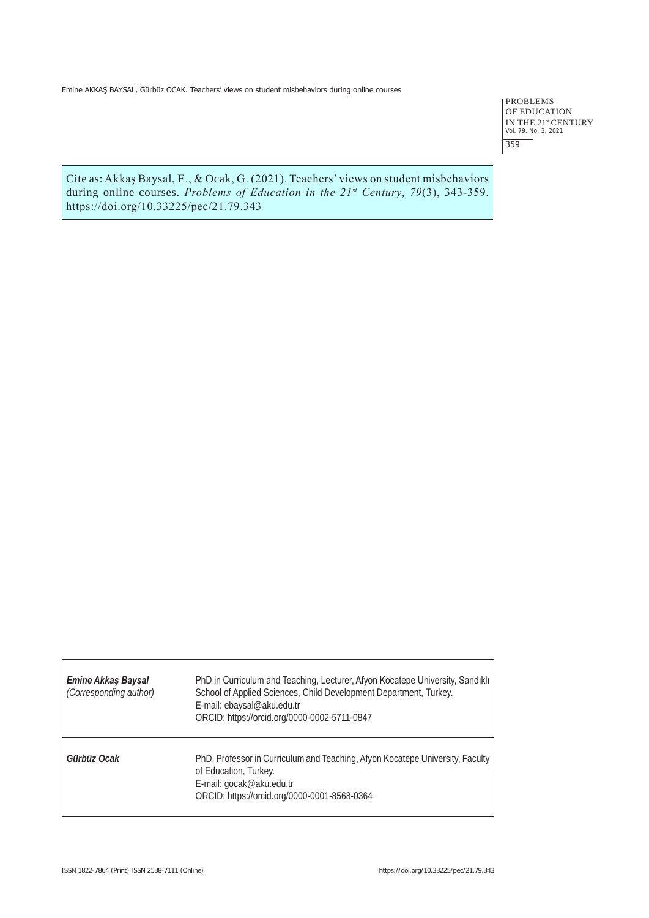Cite as: Akkaş Baysal, E., & Ocak, G. (2021). Teachers' views on student misbehaviors during online courses. *Problems of Education in the 21st Century*, *79*(3), 343-359. https://doi.org/10.33225/pec/21.79.343

| | |
|---|---|
| ***Emine Akkaş Baysal*** *(Corresponding author)* | PhD in Curriculum and Teaching, Lecturer, Afyon Kocatepe University, Sandıklı School of Applied Sciences, Child Development Department, Turkey. E-mail: ebaysal@aku.edu.tr ORCID: https://orcid.org/0000-0002-5711-0847 |
| ***Gürbüz Ocak*** | PhD, Professor in Curriculum and Teaching, Afyon Kocatepe University, Faculty of Education, Turkey. E-mail: gocak@aku.edu.tr ORCID: https://orcid.org/0000-0001-8568-0364 |